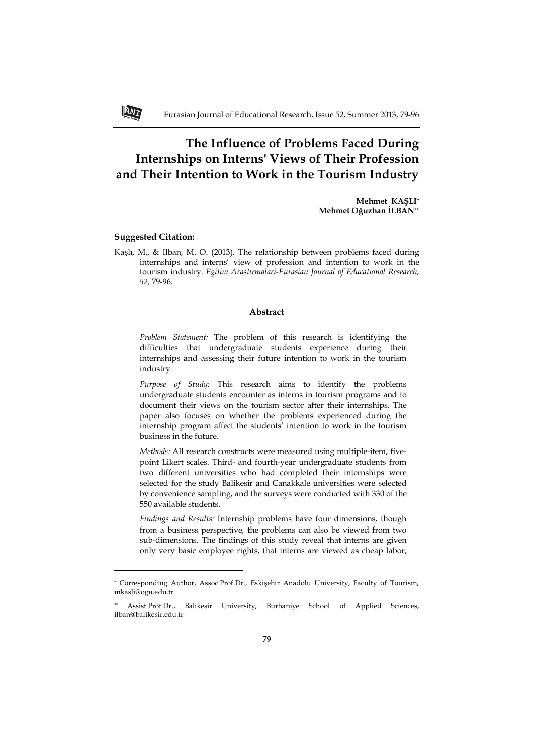# The Influence of Problems Faced During Internships on Interns' Views of Their Profession and Their Intention to Work in the Tourism Industry

**Mehmet KAŞLI**[*]
**Mehmet Oğuzhan İLBAN**[**]

### Suggested Citation:

Kaşlı, M., & İlban, M. O. (2013). The relationship between problems faced during internships and interns' view of profession and intention to work in the tourism industry. *Egitim Arastirmalari-Eurasian Journal of Educational Research*, *52,* 79-96.

### Abstract

*Problem Statement:* The problem of this research is identifying the difficulties that undergraduate students experience during their internships and assessing their future intention to work in the tourism industry.

*Purpose of Study:* This research aims to identify the problems undergraduate students encounter as interns in tourism programs and to document their views on the tourism sector after their internships. The paper also focuses on whether the problems experienced during the internship program affect the students' intention to work in the tourism business in the future.

*Methods:* All research constructs were measured using multiple-item, five-point Likert scales. Third- and fourth-year undergraduate students from two different universities who had completed their internships were selected for the study Balikesir and Canakkale universities were selected by convenience sampling, and the surveys were conducted with 330 of the 550 available students.

*Findings and Results:* Internship problems have four dimensions, though from a business perspective, the problems can also be viewed from two sub-dimensions. The findings of this study reveal that interns are given only very basic employee rights, that interns are viewed as cheap labor,

---

[*] Corresponding Author, Assoc.Prof.Dr., Eskişehir Anadolu University, Faculty of Tourism, mkasli@ogu.edu.tr

[**] Assist.Prof.Dr., Balıkesir University, Burhaniye School of Applied Sciences, ilban@balikesir.edu.tr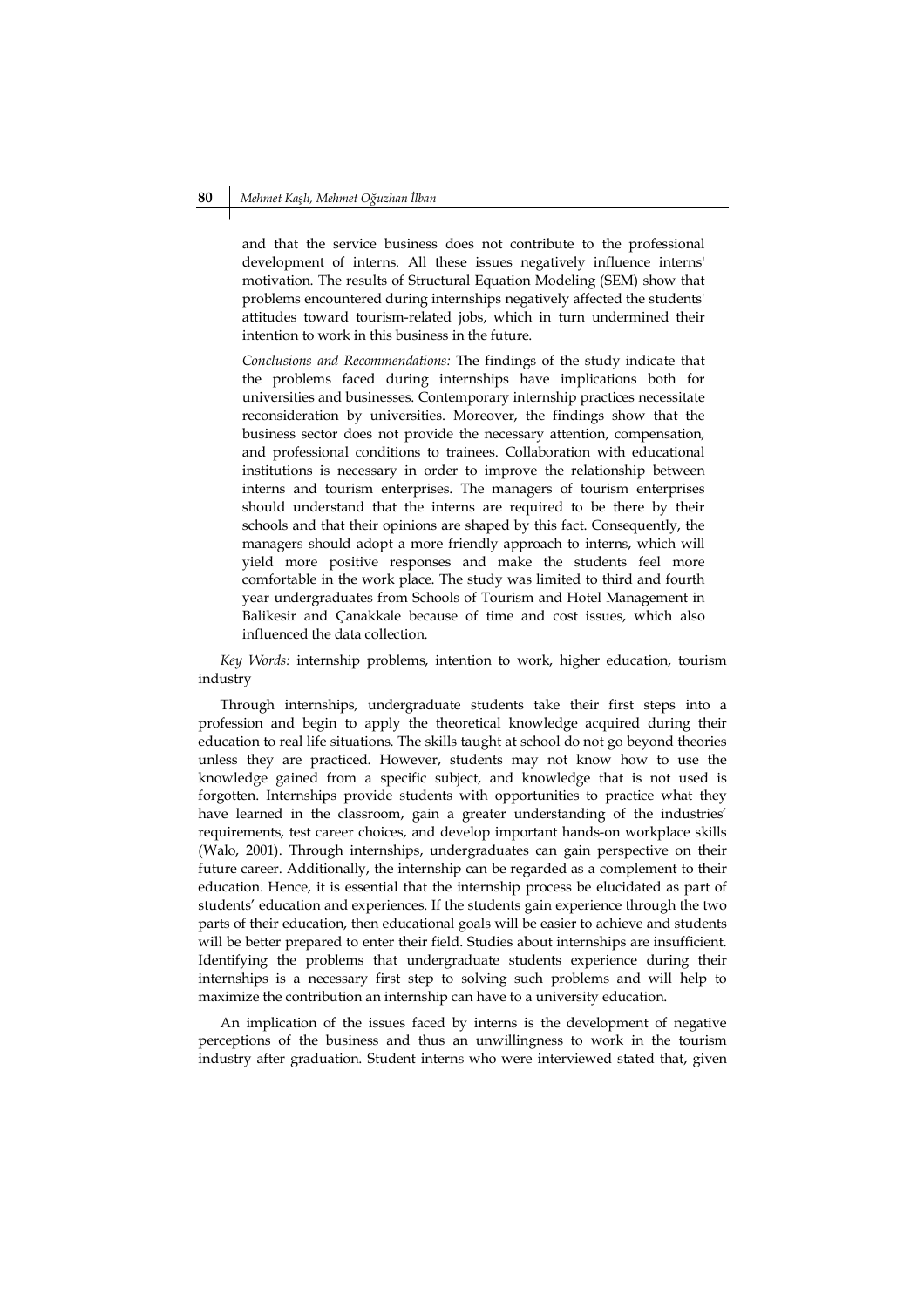and that the service business does not contribute to the professional development of interns. All these issues negatively influence interns' motivation. The results of Structural Equation Modeling (SEM) show that problems encountered during internships negatively affected the students' attitudes toward tourism-related jobs, which in turn undermined their intention to work in this business in the future.

*Conclusions and Recommendations:* The findings of the study indicate that the problems faced during internships have implications both for universities and businesses. Contemporary internship practices necessitate reconsideration by universities. Moreover, the findings show that the business sector does not provide the necessary attention, compensation, and professional conditions to trainees. Collaboration with educational institutions is necessary in order to improve the relationship between interns and tourism enterprises. The managers of tourism enterprises should understand that the interns are required to be there by their schools and that their opinions are shaped by this fact. Consequently, the managers should adopt a more friendly approach to interns, which will yield more positive responses and make the students feel more comfortable in the work place. The study was limited to third and fourth year undergraduates from Schools of Tourism and Hotel Management in Balikesir and Çanakkale because of time and cost issues, which also influenced the data collection.

*Key Words:* internship problems, intention to work, higher education, tourism industry

Through internships, undergraduate students take their first steps into a profession and begin to apply the theoretical knowledge acquired during their education to real life situations. The skills taught at school do not go beyond theories unless they are practiced. However, students may not know how to use the knowledge gained from a specific subject, and knowledge that is not used is forgotten. Internships provide students with opportunities to practice what they have learned in the classroom, gain a greater understanding of the industries' requirements, test career choices, and develop important hands-on workplace skills (Walo, 2001). Through internships, undergraduates can gain perspective on their future career. Additionally, the internship can be regarded as a complement to their education. Hence, it is essential that the internship process be elucidated as part of students' education and experiences. If the students gain experience through the two parts of their education, then educational goals will be easier to achieve and students will be better prepared to enter their field. Studies about internships are insufficient. Identifying the problems that undergraduate students experience during their internships is a necessary first step to solving such problems and will help to maximize the contribution an internship can have to a university education.

An implication of the issues faced by interns is the development of negative perceptions of the business and thus an unwillingness to work in the tourism industry after graduation. Student interns who were interviewed stated that, given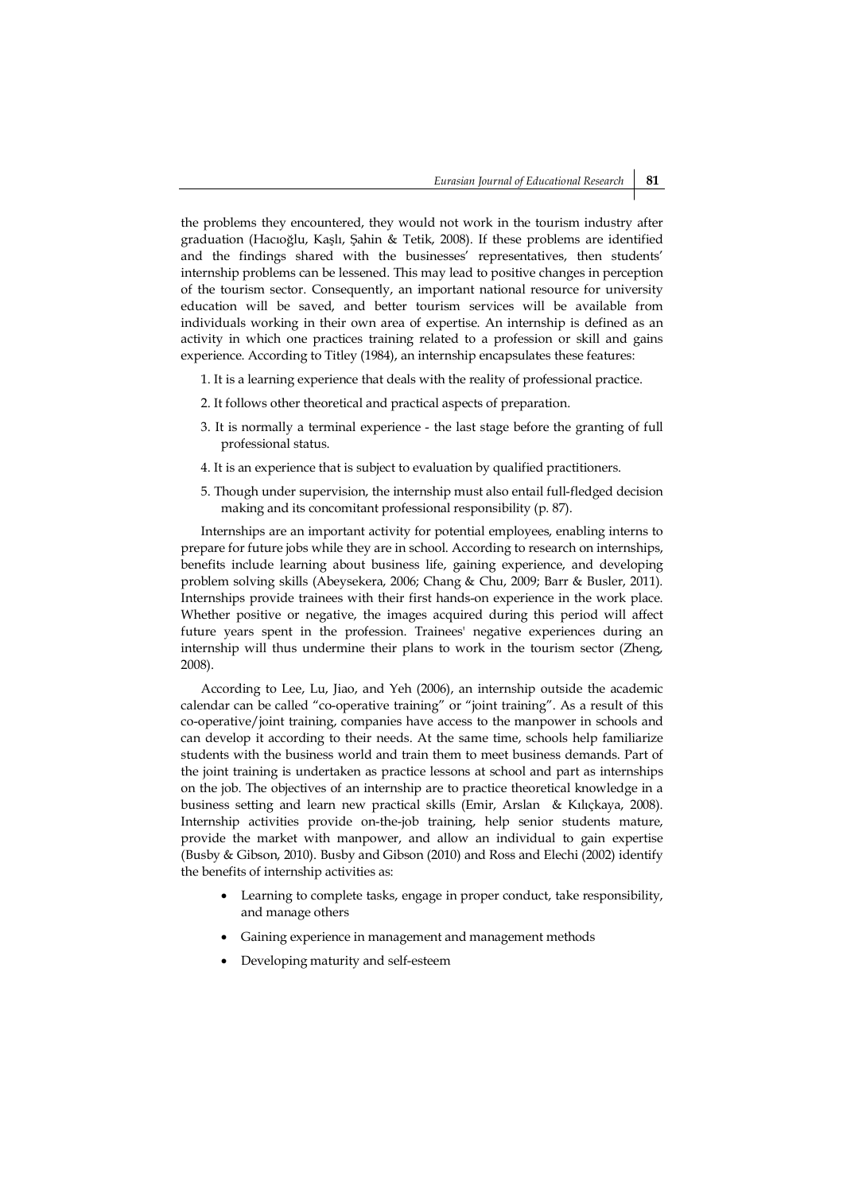the problems they encountered, they would not work in the tourism industry after graduation (Hacıoğlu, Kaşlı, Şahin & Tetik, 2008). If these problems are identified and the findings shared with the businesses' representatives, then students' internship problems can be lessened. This may lead to positive changes in perception of the tourism sector. Consequently, an important national resource for university education will be saved, and better tourism services will be available from individuals working in their own area of expertise. An internship is defined as an activity in which one practices training related to a profession or skill and gains experience. According to Titley (1984), an internship encapsulates these features:

1. It is a learning experience that deals with the reality of professional practice.
2. It follows other theoretical and practical aspects of preparation.
3. It is normally a terminal experience - the last stage before the granting of full professional status.
4. It is an experience that is subject to evaluation by qualified practitioners.
5. Though under supervision, the internship must also entail full-fledged decision making and its concomitant professional responsibility (p. 87).

Internships are an important activity for potential employees, enabling interns to prepare for future jobs while they are in school. According to research on internships, benefits include learning about business life, gaining experience, and developing problem solving skills (Abeysekera, 2006; Chang & Chu, 2009; Barr & Busler, 2011). Internships provide trainees with their first hands-on experience in the work place. Whether positive or negative, the images acquired during this period will affect future years spent in the profession. Trainees' negative experiences during an internship will thus undermine their plans to work in the tourism sector (Zheng, 2008).

According to Lee, Lu, Jiao, and Yeh (2006), an internship outside the academic calendar can be called "co-operative training" or "joint training". As a result of this co-operative/joint training, companies have access to the manpower in schools and can develop it according to their needs. At the same time, schools help familiarize students with the business world and train them to meet business demands. Part of the joint training is undertaken as practice lessons at school and part as internships on the job. The objectives of an internship are to practice theoretical knowledge in a business setting and learn new practical skills (Emir, Arslan & Kılıçkaya, 2008). Internship activities provide on-the-job training, help senior students mature, provide the market with manpower, and allow an individual to gain expertise (Busby & Gibson, 2010). Busby and Gibson (2010) and Ross and Elechi (2002) identify the benefits of internship activities as:

- Learning to complete tasks, engage in proper conduct, take responsibility, and manage others
- Gaining experience in management and management methods
- Developing maturity and self-esteem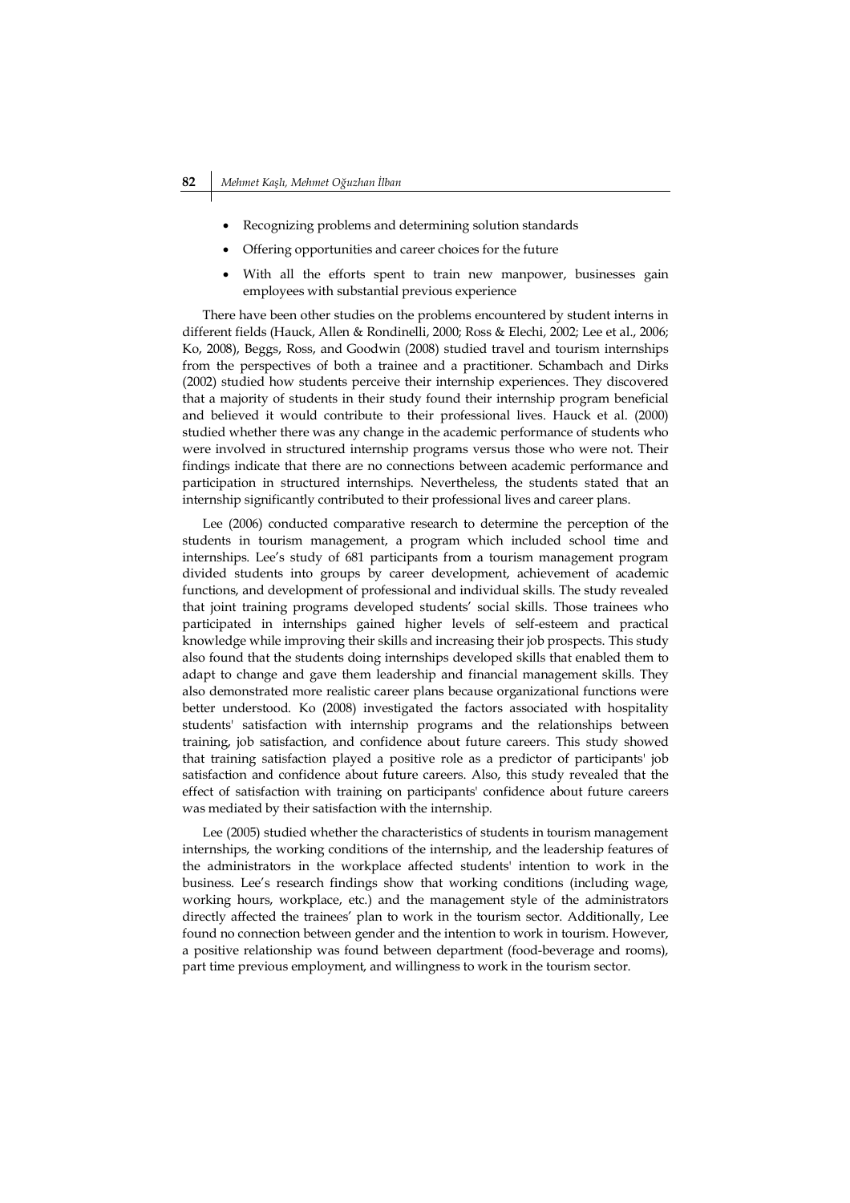- Recognizing problems and determining solution standards
- Offering opportunities and career choices for the future
- With all the efforts spent to train new manpower, businesses gain employees with substantial previous experience

There have been other studies on the problems encountered by student interns in different fields (Hauck, Allen & Rondinelli, 2000; Ross & Elechi, 2002; Lee et al., 2006; Ko, 2008), Beggs, Ross, and Goodwin (2008) studied travel and tourism internships from the perspectives of both a trainee and a practitioner. Schambach and Dirks (2002) studied how students perceive their internship experiences. They discovered that a majority of students in their study found their internship program beneficial and believed it would contribute to their professional lives. Hauck et al. (2000) studied whether there was any change in the academic performance of students who were involved in structured internship programs versus those who were not. Their findings indicate that there are no connections between academic performance and participation in structured internships. Nevertheless, the students stated that an internship significantly contributed to their professional lives and career plans.

Lee (2006) conducted comparative research to determine the perception of the students in tourism management, a program which included school time and internships. Lee's study of 681 participants from a tourism management program divided students into groups by career development, achievement of academic functions, and development of professional and individual skills. The study revealed that joint training programs developed students' social skills. Those trainees who participated in internships gained higher levels of self-esteem and practical knowledge while improving their skills and increasing their job prospects. This study also found that the students doing internships developed skills that enabled them to adapt to change and gave them leadership and financial management skills. They also demonstrated more realistic career plans because organizational functions were better understood. Ko (2008) investigated the factors associated with hospitality students' satisfaction with internship programs and the relationships between training, job satisfaction, and confidence about future careers. This study showed that training satisfaction played a positive role as a predictor of participants' job satisfaction and confidence about future careers. Also, this study revealed that the effect of satisfaction with training on participants' confidence about future careers was mediated by their satisfaction with the internship.

Lee (2005) studied whether the characteristics of students in tourism management internships, the working conditions of the internship, and the leadership features of the administrators in the workplace affected students' intention to work in the business. Lee's research findings show that working conditions (including wage, working hours, workplace, etc.) and the management style of the administrators directly affected the trainees' plan to work in the tourism sector. Additionally, Lee found no connection between gender and the intention to work in tourism. However, a positive relationship was found between department (food-beverage and rooms), part time previous employment, and willingness to work in the tourism sector.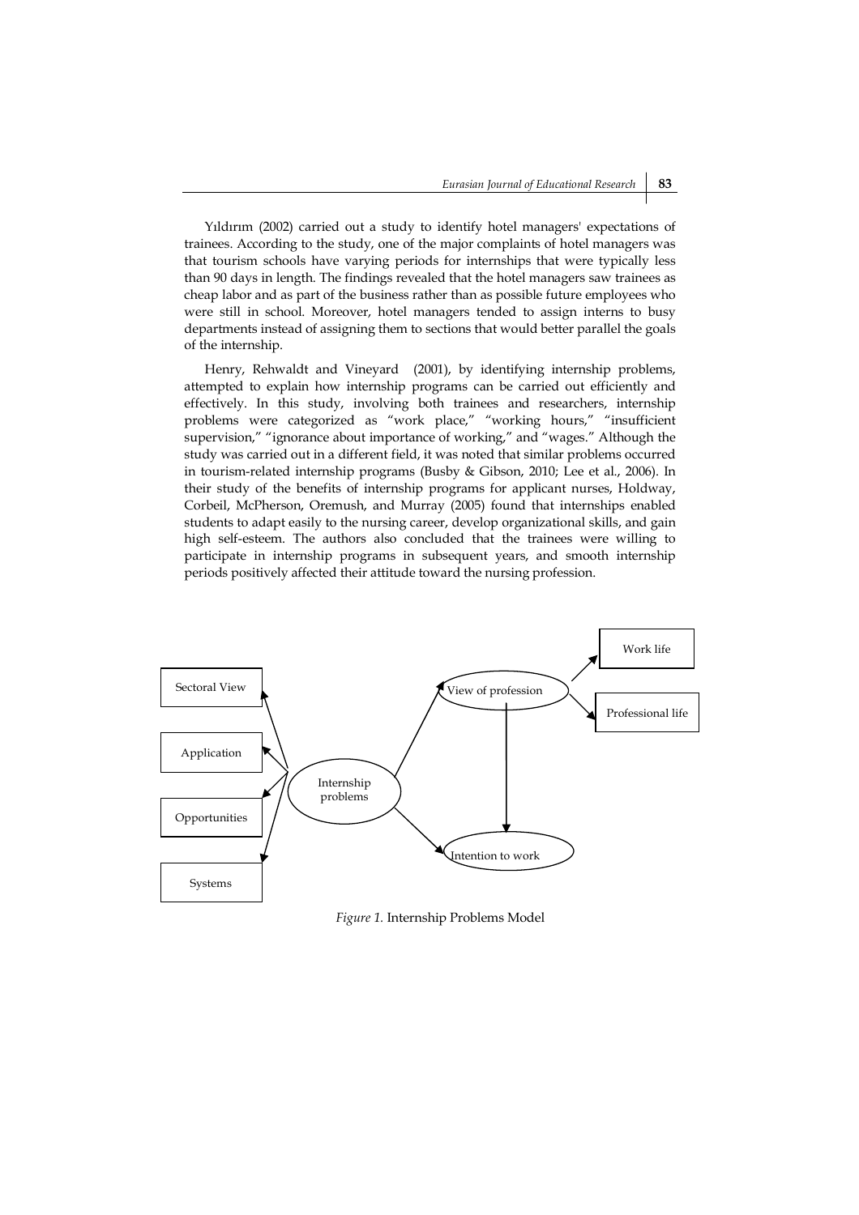Yıldırım (2002) carried out a study to identify hotel managers' expectations of trainees. According to the study, one of the major complaints of hotel managers was that tourism schools have varying periods for internships that were typically less than 90 days in length. The findings revealed that the hotel managers saw trainees as cheap labor and as part of the business rather than as possible future employees who were still in school. Moreover, hotel managers tended to assign interns to busy departments instead of assigning them to sections that would better parallel the goals of the internship.

Henry, Rehwaldt and Vineyard (2001), by identifying internship problems, attempted to explain how internship programs can be carried out efficiently and effectively. In this study, involving both trainees and researchers, internship problems were categorized as "work place," "working hours," "insufficient supervision," "ignorance about importance of working," and "wages." Although the study was carried out in a different field, it was noted that similar problems occurred in tourism-related internship programs (Busby & Gibson, 2010; Lee et al., 2006). In their study of the benefits of internship programs for applicant nurses, Holdway, Corbeil, McPherson, Oremush, and Murray (2005) found that internships enabled students to adapt easily to the nursing career, develop organizational skills, and gain high self-esteem. The authors also concluded that the trainees were willing to participate in internship programs in subsequent years, and smooth internship periods positively affected their attitude toward the nursing profession.

Sectoral View

Application

Opportunities

Systems

Internship problems

View of profession

Work life

Professional life

Intention to work

*Figure 1.* Internship Problems Model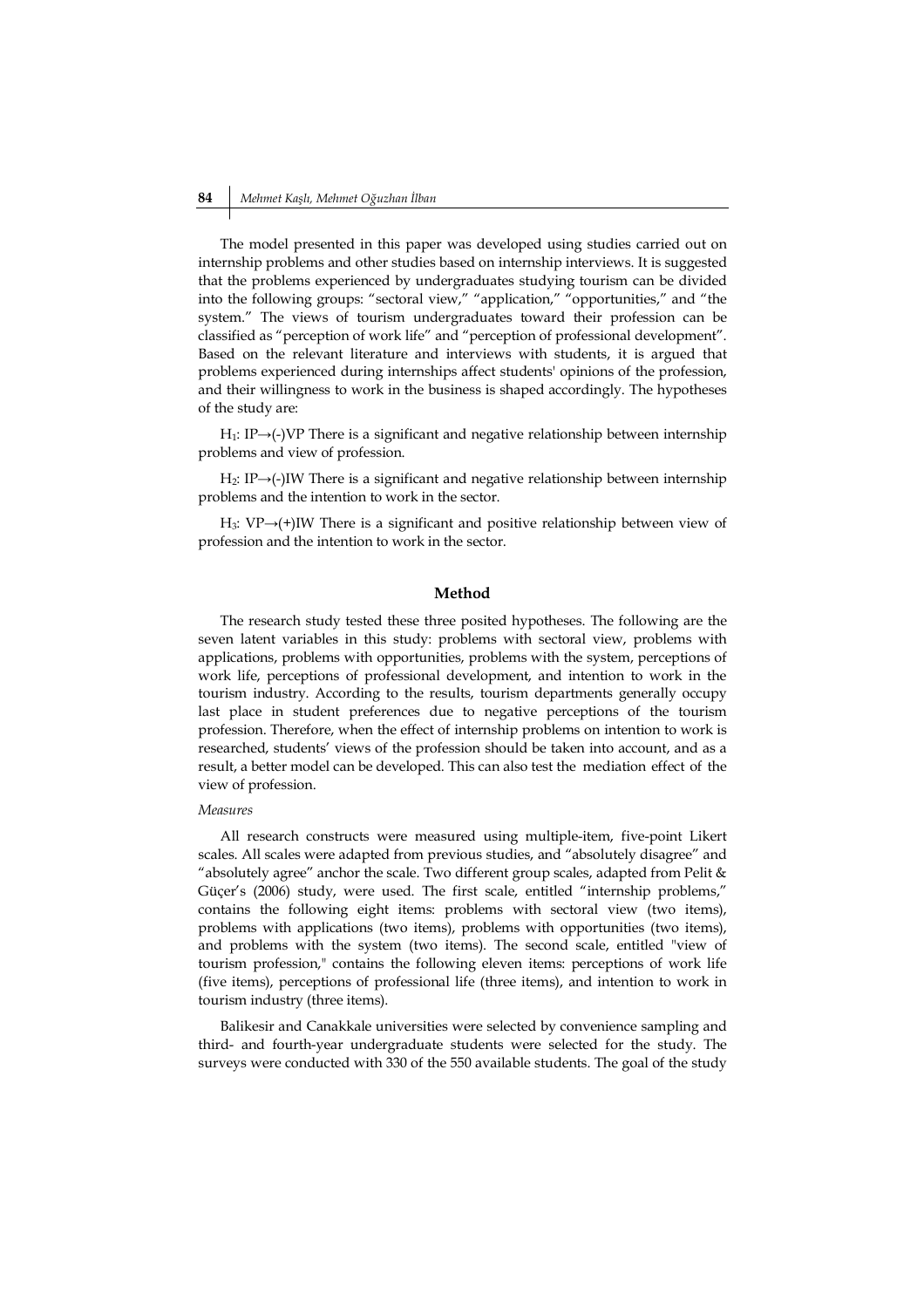The model presented in this paper was developed using studies carried out on internship problems and other studies based on internship interviews. It is suggested that the problems experienced by undergraduates studying tourism can be divided into the following groups: "sectoral view," "application," "opportunities," and "the system." The views of tourism undergraduates toward their profession can be classified as "perception of work life" and "perception of professional development". Based on the relevant literature and interviews with students, it is argued that problems experienced during internships affect students' opinions of the profession, and their willingness to work in the business is shaped accordingly. The hypotheses of the study are:

$H_1$: IP→(-)VP There is a significant and negative relationship between internship problems and view of profession.

$H_2$: IP→(-)IW There is a significant and negative relationship between internship problems and the intention to work in the sector.

$H_3$: VP→(+)IW There is a significant and positive relationship between view of profession and the intention to work in the sector.

## Method

The research study tested these three posited hypotheses. The following are the seven latent variables in this study: problems with sectoral view, problems with applications, problems with opportunities, problems with the system, perceptions of work life, perceptions of professional development, and intention to work in the tourism industry. According to the results, tourism departments generally occupy last place in student preferences due to negative perceptions of the tourism profession. Therefore, when the effect of internship problems on intention to work is researched, students' views of the profession should be taken into account, and as a result, a better model can be developed. This can also test the mediation effect of the view of profession.

*Measures*

All research constructs were measured using multiple-item, five-point Likert scales. All scales were adapted from previous studies, and "absolutely disagree" and "absolutely agree" anchor the scale. Two different group scales, adapted from Pelit & Güçer's (2006) study, were used. The first scale, entitled "internship problems," contains the following eight items: problems with sectoral view (two items), problems with applications (two items), problems with opportunities (two items), and problems with the system (two items). The second scale, entitled "view of tourism profession," contains the following eleven items: perceptions of work life (five items), perceptions of professional life (three items), and intention to work in tourism industry (three items).

Balikesir and Canakkale universities were selected by convenience sampling and third- and fourth-year undergraduate students were selected for the study. The surveys were conducted with 330 of the 550 available students. The goal of the study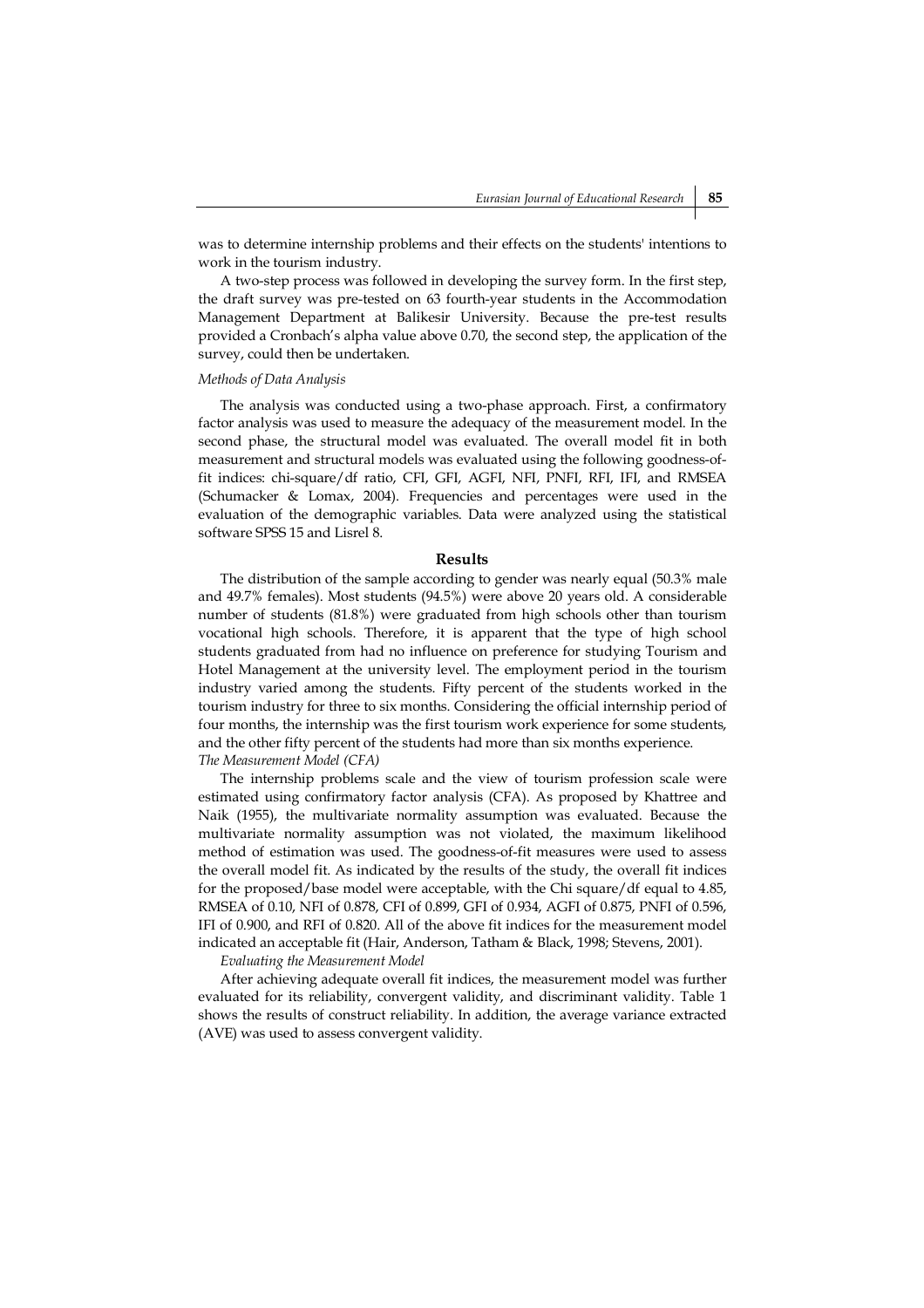was to determine internship problems and their effects on the students' intentions to work in the tourism industry.

A two-step process was followed in developing the survey form. In the first step, the draft survey was pre-tested on 63 fourth-year students in the Accommodation Management Department at Balikesir University. Because the pre-test results provided a Cronbach's alpha value above 0.70, the second step, the application of the survey, could then be undertaken.

*Methods of Data Analysis*

The analysis was conducted using a two-phase approach. First, a confirmatory factor analysis was used to measure the adequacy of the measurement model. In the second phase, the structural model was evaluated. The overall model fit in both measurement and structural models was evaluated using the following goodness-of-fit indices: chi-square/df ratio, CFI, GFI, AGFI, NFI, PNFI, RFI, IFI, and RMSEA (Schumacker & Lomax, 2004). Frequencies and percentages were used in the evaluation of the demographic variables. Data were analyzed using the statistical software SPSS 15 and Lisrel 8.

## Results

The distribution of the sample according to gender was nearly equal (50.3% male and 49.7% females). Most students (94.5%) were above 20 years old. A considerable number of students (81.8%) were graduated from high schools other than tourism vocational high schools. Therefore, it is apparent that the type of high school students graduated from had no influence on preference for studying Tourism and Hotel Management at the university level. The employment period in the tourism industry varied among the students. Fifty percent of the students worked in the tourism industry for three to six months. Considering the official internship period of four months, the internship was the first tourism work experience for some students, and the other fifty percent of the students had more than six months experience.

*The Measurement Model (CFA)*

The internship problems scale and the view of tourism profession scale were estimated using confirmatory factor analysis (CFA). As proposed by Khattree and Naik (1955), the multivariate normality assumption was evaluated. Because the multivariate normality assumption was not violated, the maximum likelihood method of estimation was used. The goodness-of-fit measures were used to assess the overall model fit. As indicated by the results of the study, the overall fit indices for the proposed/base model were acceptable, with the Chi square/df equal to 4.85, RMSEA of 0.10, NFI of 0.878, CFI of 0.899, GFI of 0.934, AGFI of 0.875, PNFI of 0.596, IFI of 0.900, and RFI of 0.820. All of the above fit indices for the measurement model indicated an acceptable fit (Hair, Anderson, Tatham & Black, 1998; Stevens, 2001).

*Evaluating the Measurement Model*

After achieving adequate overall fit indices, the measurement model was further evaluated for its reliability, convergent validity, and discriminant validity. Table 1 shows the results of construct reliability. In addition, the average variance extracted (AVE) was used to assess convergent validity.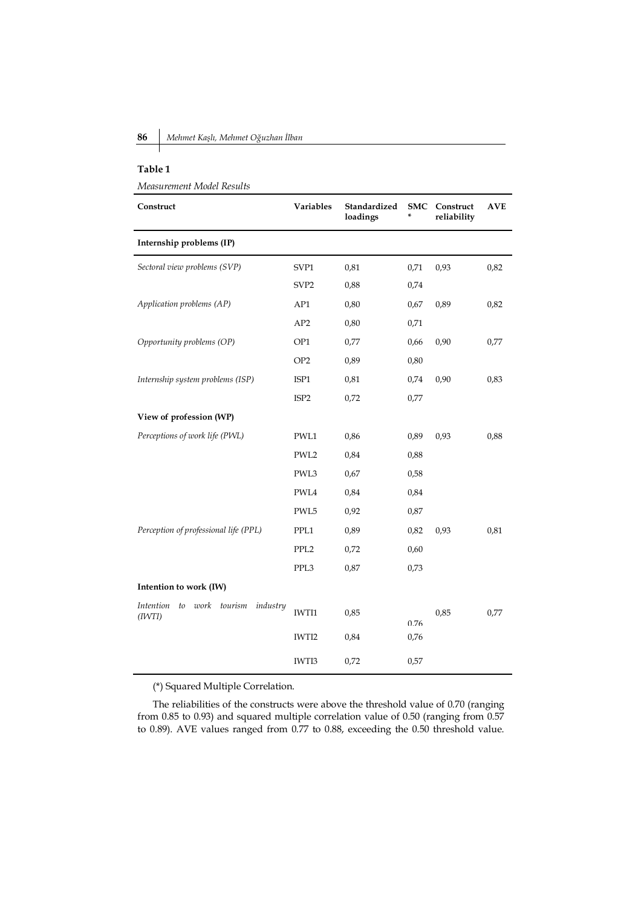**Table 1**

*Measurement Model Results*

| Construct | Variables | Standardized loadings | SMC * | Construct reliability | AVE |
|---|---|---|---|---|---|
| **Internship problems (IP)** | | | | | |
| *Sectoral view problems (SVP)* | SVP1 | 0,81 | 0,71 | 0,93 | 0,82 |
| | SVP2 | 0,88 | 0,74 | | |
| *Application problems (AP)* | AP1 | 0,80 | 0,67 | 0,89 | 0,82 |
| | AP2 | 0,80 | 0,71 | | |
| *Opportunity problems (OP)* | OP1 | 0,77 | 0,66 | 0,90 | 0,77 |
| | OP2 | 0,89 | 0,80 | | |
| *Internship system problems (ISP)* | ISP1 | 0,81 | 0,74 | 0,90 | 0,83 |
| | ISP2 | 0,72 | 0,77 | | |
| **View of profession (WP)** | | | | | |
| *Perceptions of work life (PWL)* | PWL1 | 0,86 | 0,89 | 0,93 | 0,88 |
| | PWL2 | 0,84 | 0,88 | | |
| | PWL3 | 0,67 | 0,58 | | |
| | PWL4 | 0,84 | 0,84 | | |
| | PWL5 | 0,92 | 0,87 | | |
| *Perception of professional life (PPL)* | PPL1 | 0,89 | 0,82 | 0,93 | 0,81 |
| | PPL2 | 0,72 | 0,60 | | |
| | PPL3 | 0,87 | 0,73 | | |
| **Intention to work (IW)** | | | | | |
| *Intention to work tourism industry (IWTI)* | IWTI1 | 0,85 | 0.76 | 0,85 | 0,77 |
| | IWTI2 | 0,84 | 0,76 | | |
| | IWTI3 | 0,72 | 0,57 | | |

(*) Squared Multiple Correlation.

The reliabilities of the constructs were above the threshold value of 0.70 (ranging from 0.85 to 0.93) and squared multiple correlation value of 0.50 (ranging from 0.57 to 0.89). AVE values ranged from 0.77 to 0.88, exceeding the 0.50 threshold value.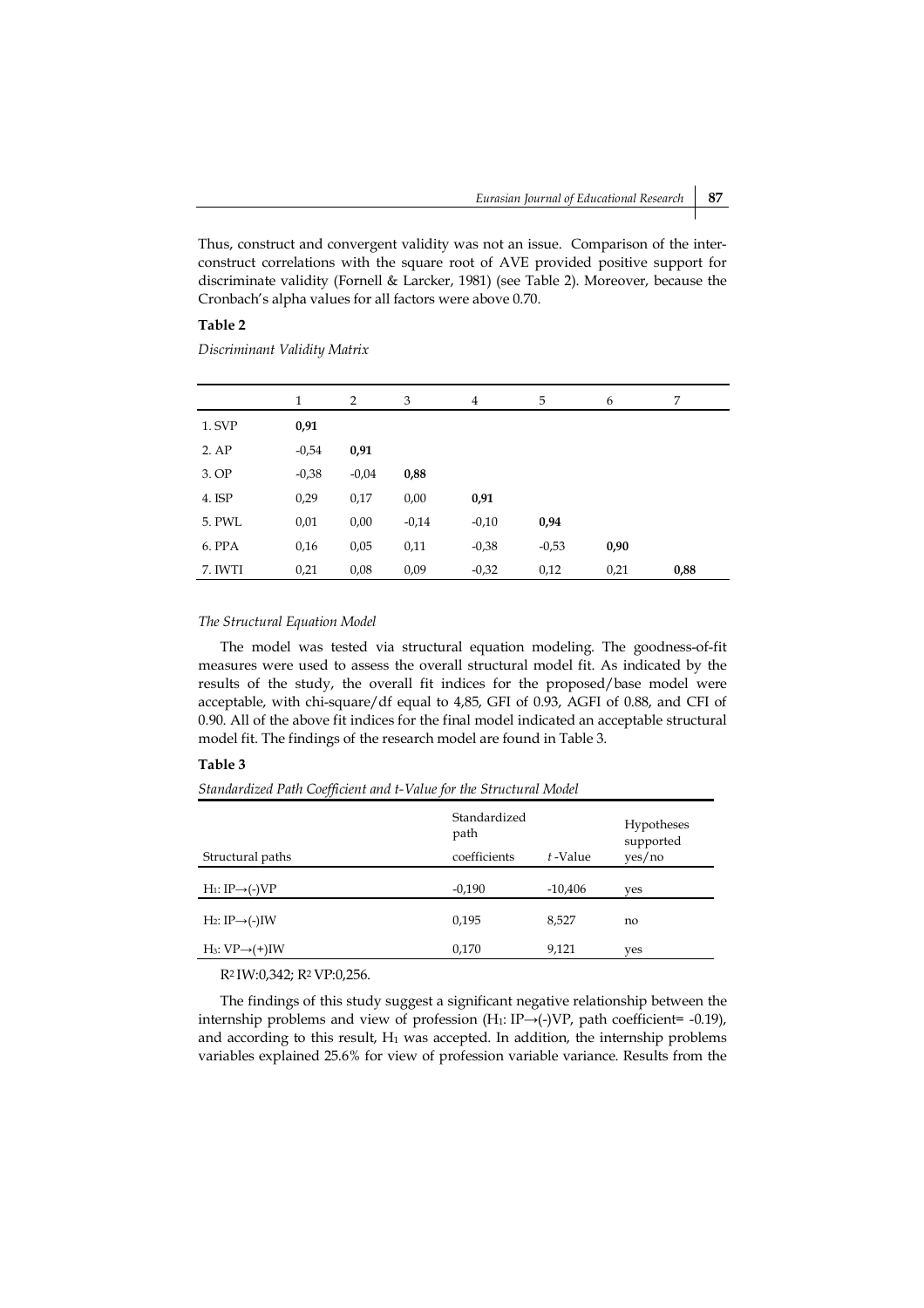Thus, construct and convergent validity was not an issue. Comparison of the inter-construct correlations with the square root of AVE provided positive support for discriminate validity (Fornell & Larcker, 1981) (see Table 2). Moreover, because the Cronbach's alpha values for all factors were above 0.70.

**Table 2**

*Discriminant Validity Matrix*

| | 1 | 2 | 3 | 4 | 5 | 6 | 7 |
|---|---|---|---|---|---|---|---|
| 1. SVP | **0,91** | | | | | | |
| 2. AP | -0,54 | **0,91** | | | | | |
| 3. OP | -0,38 | -0,04 | **0,88** | | | | |
| 4. ISP | 0,29 | 0,17 | 0,00 | **0,91** | | | |
| 5. PWL | 0,01 | 0,00 | -0,14 | -0,10 | **0,94** | | |
| 6. PPA | 0,16 | 0,05 | 0,11 | -0,38 | -0,53 | **0,90** | |
| 7. IWTI | 0,21 | 0,08 | 0,09 | -0,32 | 0,12 | 0,21 | **0,88** |

*The Structural Equation Model*

The model was tested via structural equation modeling. The goodness-of-fit measures were used to assess the overall structural model fit. As indicated by the results of the study, the overall fit indices for the proposed/base model were acceptable, with chi-square/df equal to 4,85, GFI of 0.93, AGFI of 0.88, and CFI of 0.90. All of the above fit indices for the final model indicated an acceptable structural model fit. The findings of the research model are found in Table 3.

**Table 3**

*Standardized Path Coefficient and t-Value for the Structural Model*

| Structural paths | Standardized path coefficients | $t$-Value | Hypotheses supported yes/no |
|---|---|---|---|
| $H_1$: IP→(-)VP | -0,190 | -10,406 | yes |
| $H_2$: IP→(-)IW | 0,195 | 8,527 | no |
| $H_3$: VP→(+)IW | 0,170 | 9,121 | yes |

$R^2$ IW:0,342; $R^2$ VP:0,256.

The findings of this study suggest a significant negative relationship between the internship problems and view of profession ($H_1$: IP→(-)VP, path coefficient= -0.19), and according to this result, $H_1$ was accepted. In addition, the internship problems variables explained 25.6% for view of profession variable variance. Results from the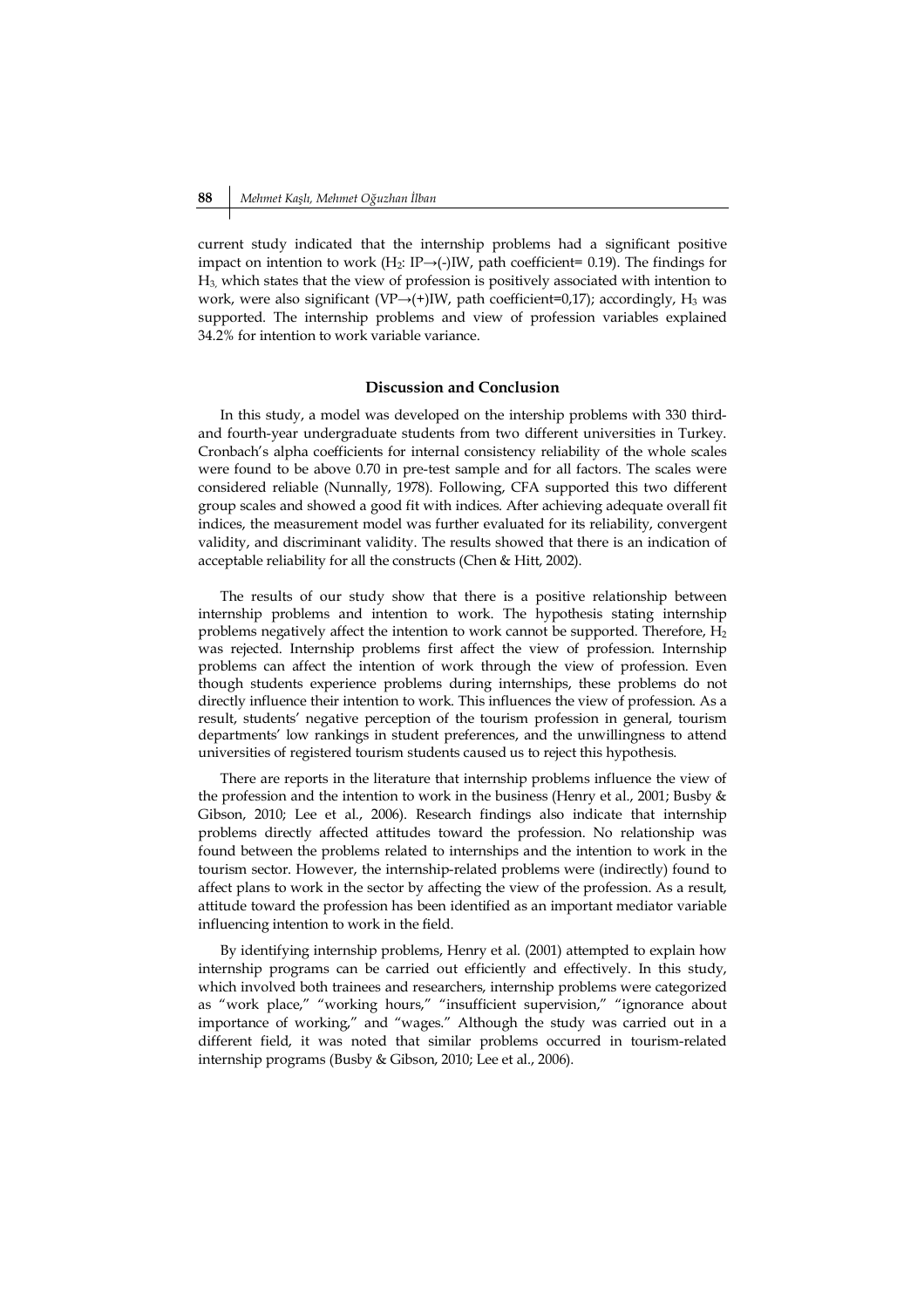current study indicated that the internship problems had a significant positive impact on intention to work ($H_2$: IP→(-)IW, path coefficient= 0.19). The findings for $H_{3,}$ which states that the view of profession is positively associated with intention to work, were also significant (VP→(+)IW, path coefficient=0,17); accordingly, $H_3$ was supported. The internship problems and view of profession variables explained 34.2% for intention to work variable variance.

## Discussion and Conclusion

In this study, a model was developed on the intership problems with 330 third- and fourth-year undergraduate students from two different universities in Turkey. Cronbach's alpha coefficients for internal consistency reliability of the whole scales were found to be above 0.70 in pre-test sample and for all factors. The scales were considered reliable (Nunnally, 1978). Following, CFA supported this two different group scales and showed a good fit with indices. After achieving adequate overall fit indices, the measurement model was further evaluated for its reliability, convergent validity, and discriminant validity. The results showed that there is an indication of acceptable reliability for all the constructs (Chen & Hitt, 2002).

The results of our study show that there is a positive relationship between internship problems and intention to work. The hypothesis stating internship problems negatively affect the intention to work cannot be supported. Therefore, $H_2$ was rejected. Internship problems first affect the view of profession. Internship problems can affect the intention of work through the view of profession. Even though students experience problems during internships, these problems do not directly influence their intention to work. This influences the view of profession. As a result, students' negative perception of the tourism profession in general, tourism departments' low rankings in student preferences, and the unwillingness to attend universities of registered tourism students caused us to reject this hypothesis.

There are reports in the literature that internship problems influence the view of the profession and the intention to work in the business (Henry et al., 2001; Busby & Gibson, 2010; Lee et al., 2006). Research findings also indicate that internship problems directly affected attitudes toward the profession. No relationship was found between the problems related to internships and the intention to work in the tourism sector. However, the internship-related problems were (indirectly) found to affect plans to work in the sector by affecting the view of the profession. As a result, attitude toward the profession has been identified as an important mediator variable influencing intention to work in the field.

By identifying internship problems, Henry et al. (2001) attempted to explain how internship programs can be carried out efficiently and effectively. In this study, which involved both trainees and researchers, internship problems were categorized as "work place," "working hours," "insufficient supervision," "ignorance about importance of working," and "wages." Although the study was carried out in a different field, it was noted that similar problems occurred in tourism-related internship programs (Busby & Gibson, 2010; Lee et al., 2006).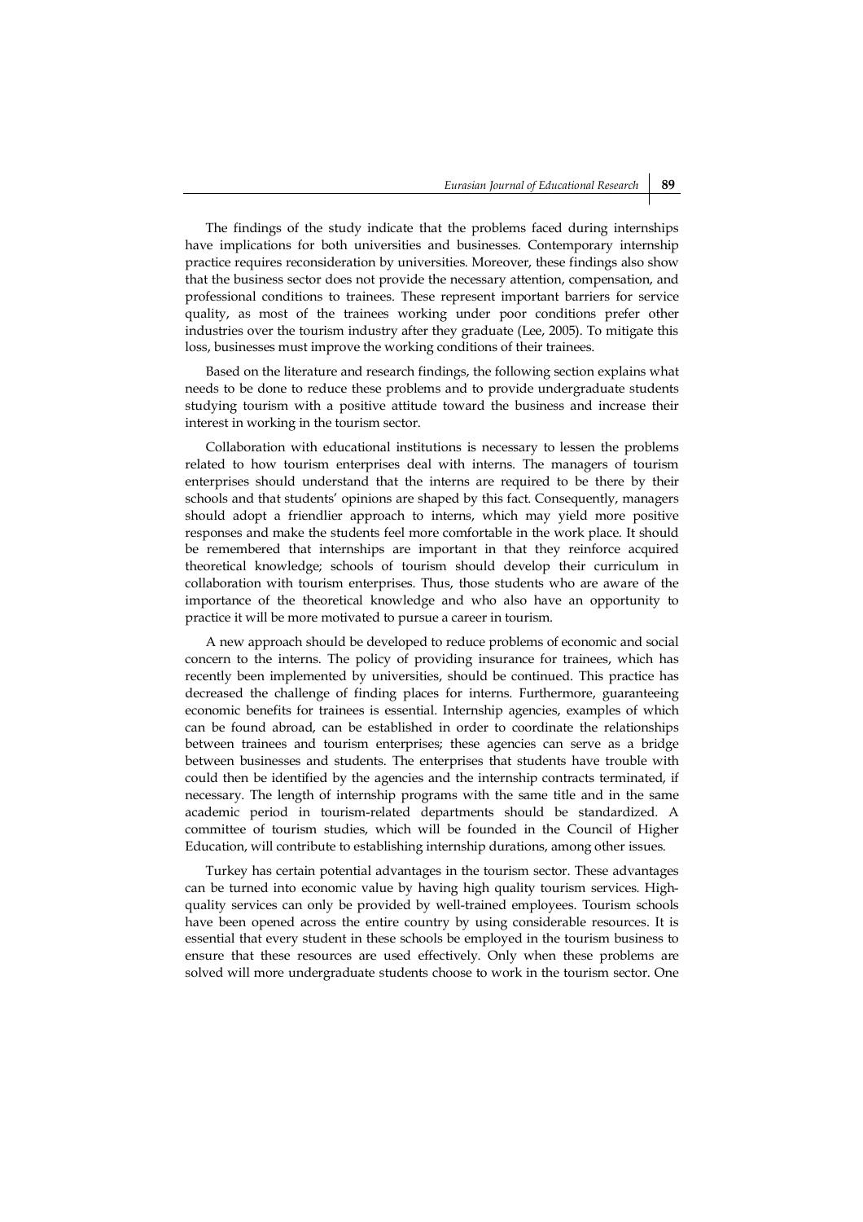The findings of the study indicate that the problems faced during internships have implications for both universities and businesses. Contemporary internship practice requires reconsideration by universities. Moreover, these findings also show that the business sector does not provide the necessary attention, compensation, and professional conditions to trainees. These represent important barriers for service quality, as most of the trainees working under poor conditions prefer other industries over the tourism industry after they graduate (Lee, 2005). To mitigate this loss, businesses must improve the working conditions of their trainees.

Based on the literature and research findings, the following section explains what needs to be done to reduce these problems and to provide undergraduate students studying tourism with a positive attitude toward the business and increase their interest in working in the tourism sector.

Collaboration with educational institutions is necessary to lessen the problems related to how tourism enterprises deal with interns. The managers of tourism enterprises should understand that the interns are required to be there by their schools and that students' opinions are shaped by this fact. Consequently, managers should adopt a friendlier approach to interns, which may yield more positive responses and make the students feel more comfortable in the work place. It should be remembered that internships are important in that they reinforce acquired theoretical knowledge; schools of tourism should develop their curriculum in collaboration with tourism enterprises. Thus, those students who are aware of the importance of the theoretical knowledge and who also have an opportunity to practice it will be more motivated to pursue a career in tourism.

A new approach should be developed to reduce problems of economic and social concern to the interns. The policy of providing insurance for trainees, which has recently been implemented by universities, should be continued. This practice has decreased the challenge of finding places for interns. Furthermore, guaranteeing economic benefits for trainees is essential. Internship agencies, examples of which can be found abroad, can be established in order to coordinate the relationships between trainees and tourism enterprises; these agencies can serve as a bridge between businesses and students. The enterprises that students have trouble with could then be identified by the agencies and the internship contracts terminated, if necessary. The length of internship programs with the same title and in the same academic period in tourism-related departments should be standardized. A committee of tourism studies, which will be founded in the Council of Higher Education, will contribute to establishing internship durations, among other issues.

Turkey has certain potential advantages in the tourism sector. These advantages can be turned into economic value by having high quality tourism services. High-quality services can only be provided by well-trained employees. Tourism schools have been opened across the entire country by using considerable resources. It is essential that every student in these schools be employed in the tourism business to ensure that these resources are used effectively. Only when these problems are solved will more undergraduate students choose to work in the tourism sector. One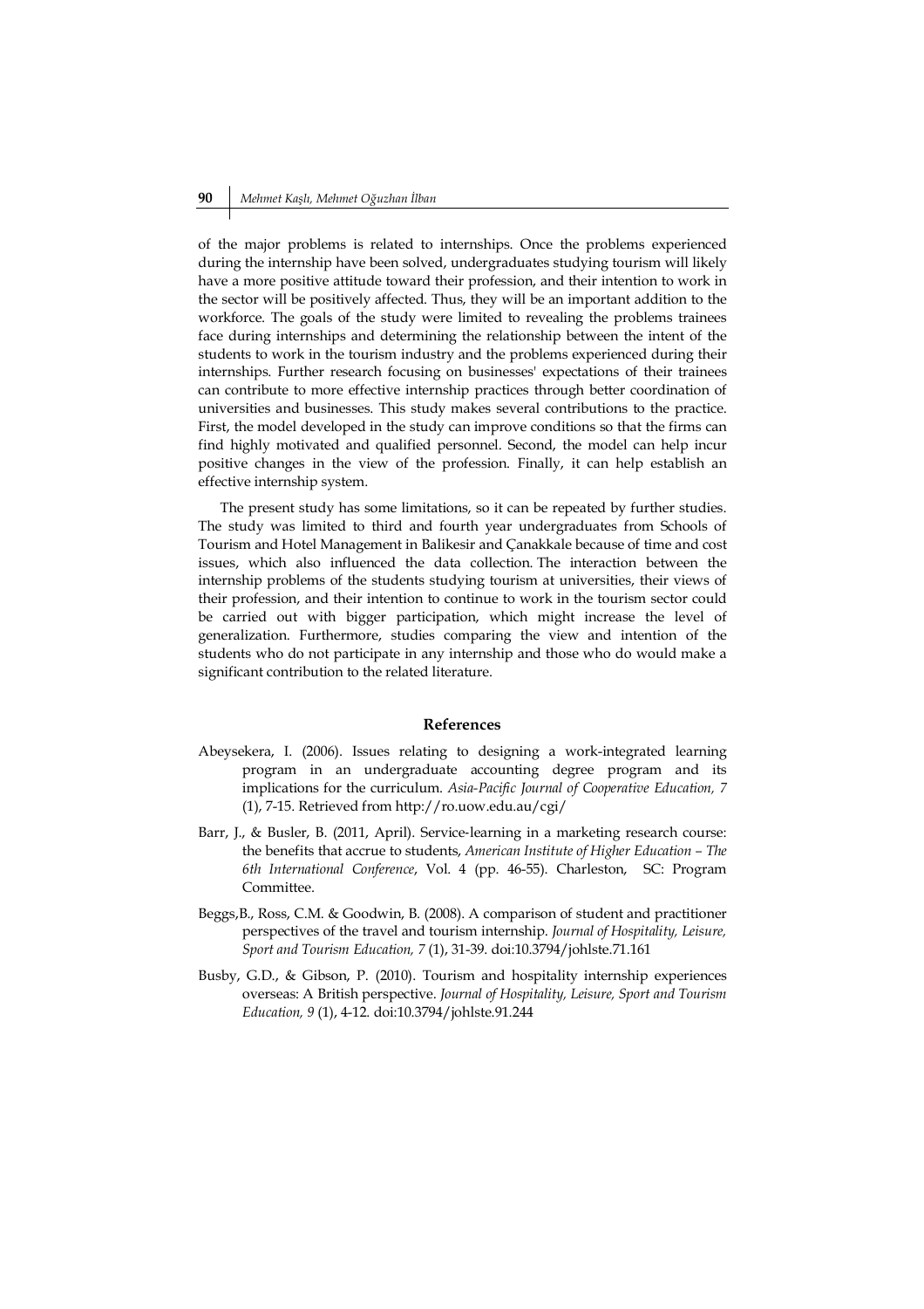of the major problems is related to internships. Once the problems experienced during the internship have been solved, undergraduates studying tourism will likely have a more positive attitude toward their profession, and their intention to work in the sector will be positively affected. Thus, they will be an important addition to the workforce. The goals of the study were limited to revealing the problems trainees face during internships and determining the relationship between the intent of the students to work in the tourism industry and the problems experienced during their internships. Further research focusing on businesses' expectations of their trainees can contribute to more effective internship practices through better coordination of universities and businesses. This study makes several contributions to the practice. First, the model developed in the study can improve conditions so that the firms can find highly motivated and qualified personnel. Second, the model can help incur positive changes in the view of the profession. Finally, it can help establish an effective internship system.

The present study has some limitations, so it can be repeated by further studies. The study was limited to third and fourth year undergraduates from Schools of Tourism and Hotel Management in Balikesir and Çanakkale because of time and cost issues, which also influenced the data collection. The interaction between the internship problems of the students studying tourism at universities, their views of their profession, and their intention to continue to work in the tourism sector could be carried out with bigger participation, which might increase the level of generalization. Furthermore, studies comparing the view and intention of the students who do not participate in any internship and those who do would make a significant contribution to the related literature.

## References

Abeysekera, I. (2006). Issues relating to designing a work-integrated learning program in an undergraduate accounting degree program and its implications for the curriculum. *Asia-Pacific Journal of Cooperative Education, 7* (1), 7-15. Retrieved from http://ro.uow.edu.au/cgi/

Barr, J., & Busler, B. (2011, April). Service-learning in a marketing research course: the benefits that accrue to students, *American Institute of Higher Education – The 6th International Conference*, Vol. 4 (pp. 46-55). Charleston, SC: Program Committee.

Beggs,B., Ross, C.M. & Goodwin, B. (2008). A comparison of student and practitioner perspectives of the travel and tourism internship. *Journal of Hospitality, Leisure, Sport and Tourism Education, 7* (1), 31-39. doi:10.3794/johlste.71.161

Busby, G.D., & Gibson, P. (2010). Tourism and hospitality internship experiences overseas: A British perspective. *Journal of Hospitality, Leisure, Sport and Tourism Education, 9* (1), 4-12. doi:10.3794/johlste.91.244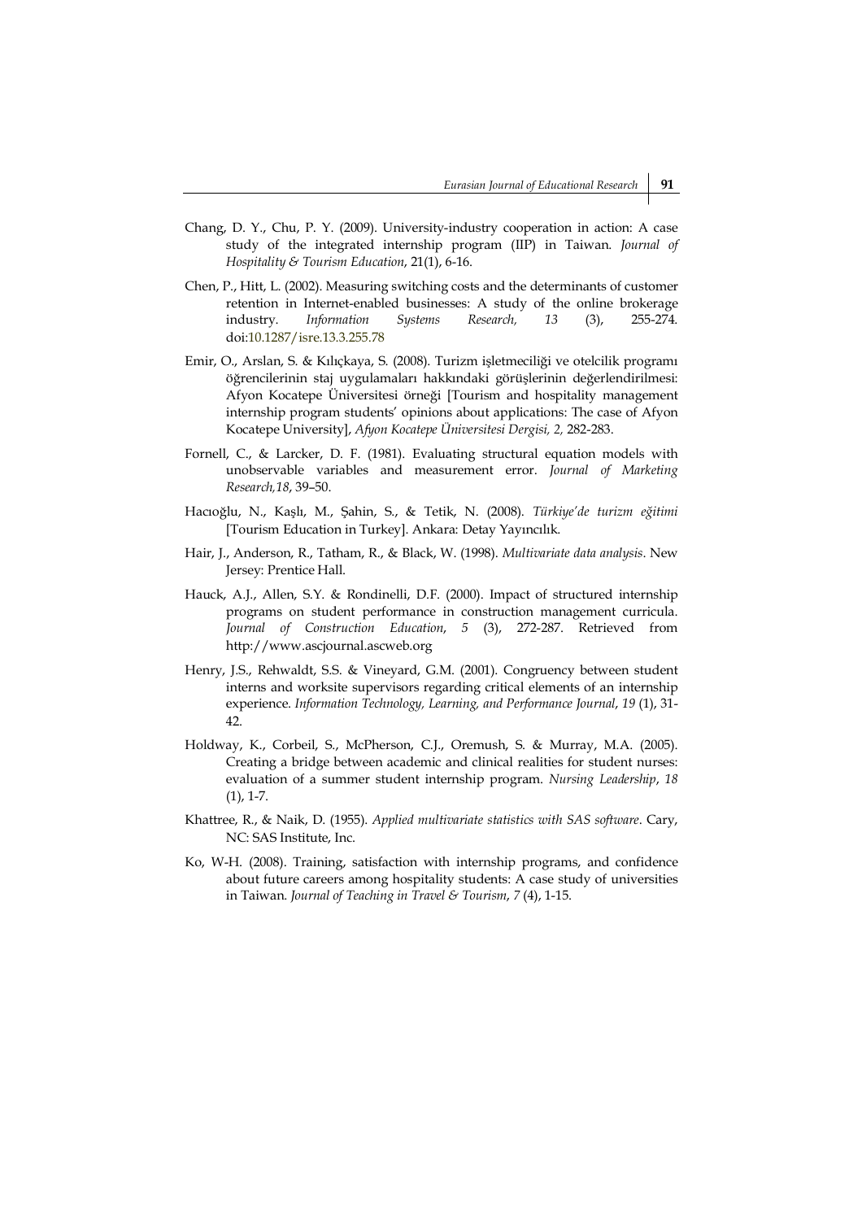Chang, D. Y., Chu, P. Y. (2009). University-industry cooperation in action: A case study of the integrated internship program (IIP) in Taiwan. *Journal of Hospitality & Tourism Education*, 21(1), 6-16.

Chen, P., Hitt, L. (2002). Measuring switching costs and the determinants of customer retention in Internet-enabled businesses: A study of the online brokerage industry. *Information Systems Research, 13* (3), 255-274. doi:10.1287/isre.13.3.255.78

Emir, O., Arslan, S. & Kılıçkaya, S. (2008). Turizm işletmeciliği ve otelcilik programı öğrencilerinin staj uygulamaları hakkındaki görüşlerinin değerlendirilmesi: Afyon Kocatepe Üniversitesi örneği [Tourism and hospitality management internship program students' opinions about applications: The case of Afyon Kocatepe University], *Afyon Kocatepe Üniversitesi Dergisi, 2,* 282-283.

Fornell, C., & Larcker, D. F. (1981). Evaluating structural equation models with unobservable variables and measurement error. *Journal of Marketing Research,18*, 39–50.

Hacıoğlu, N., Kaşlı, M., Şahin, S., & Tetik, N. (2008). *Türkiye'de turizm eğitimi* [Tourism Education in Turkey]. Ankara: Detay Yayıncılık.

Hair, J., Anderson, R., Tatham, R., & Black, W. (1998). *Multivariate data analysis*. New Jersey: Prentice Hall.

Hauck, A.J., Allen, S.Y. & Rondinelli, D.F. (2000). Impact of structured internship programs on student performance in construction management curricula. *Journal of Construction Education*, *5* (3), 272-287. Retrieved from http://www.ascjournal.ascweb.org

Henry, J.S., Rehwaldt, S.S. & Vineyard, G.M. (2001). Congruency between student interns and worksite supervisors regarding critical elements of an internship experience. *Information Technology, Learning, and Performance Journal*, *19* (1), 31-42.

Holdway, K., Corbeil, S., McPherson, C.J., Oremush, S. & Murray, M.A. (2005). Creating a bridge between academic and clinical realities for student nurses: evaluation of a summer student internship program. *Nursing Leadership*, *18* (1), 1-7.

Khattree, R., & Naik, D. (1955). *Applied multivariate statistics with SAS software*. Cary, NC: SAS Institute, Inc.

Ko, W-H. (2008). Training, satisfaction with internship programs, and confidence about future careers among hospitality students: A case study of universities in Taiwan. *Journal of Teaching in Travel & Tourism*, *7* (4), 1-15.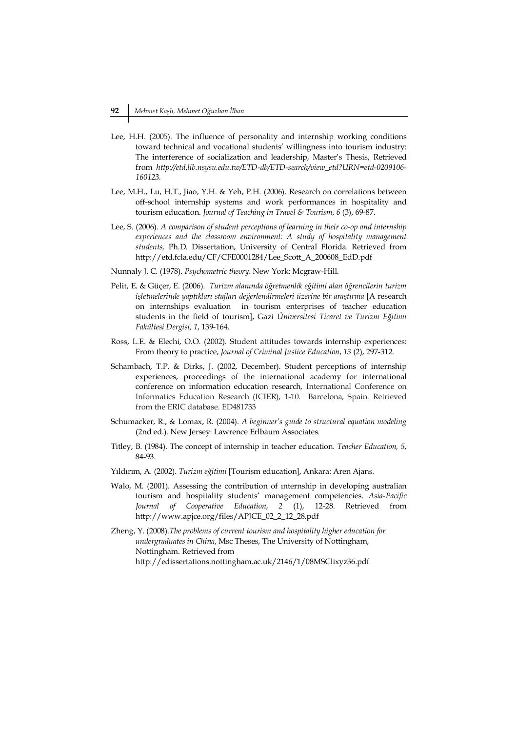Lee, H.H. (2005). The influence of personality and internship working conditions toward technical and vocational students' willingness into tourism industry: The interference of socialization and leadership, Master's Thesis, Retrieved from *http://etd.lib.nsysu.edu.tw/ETD-db/ETD-search/view_etd?URN=etd-0209106-160123.*

Lee, M.H., Lu, H.T., Jiao, Y.H. & Yeh, P.H. (2006). Research on correlations between off-school internship systems and work performances in hospitality and tourism education. *Journal of Teaching in Travel & Tourism*, *6* (3), 69-87.

Lee, S. (2006). *A comparison of student perceptions of learning in their co-op and internship experiences and the classroom environment: A study of hospitality management students,* Ph.D. Dissertation, University of Central Florida. Retrieved from http://etd.fcla.edu/CF/CFE0001284/Lee_Scott_A_200608_EdD.pdf

Nunnaly J. C. (1978). *Psychometric theory*. New York: Mcgraw-Hill.

Pelit, E. & Güçer, E. (2006). *Turizm alanında öğretmenlik eğitimi alan öğrencilerin turizm işletmelerinde yaptıkları stajları değerlendirmeleri üzerine bir araştırma* [A research on internships evaluation in tourism enterprises of teacher education students in the field of tourism], Gazi *Üniversitesi Ticaret ve Turizm Eğitimi Fakültesi Dergisi, 1*, 139-164.

Ross, L.E. & Elechi, O.O. (2002). Student attitudes towards internship experiences: From theory to practice, *Journal of Criminal Justice Education*, *13* (2), 297-312.

Schambach, T.P. & Dirks, J. (2002, December). Student perceptions of internship experiences, proceedings of the international academy for international conference on information education research, International Conference on Informatics Education Research (ICIER), 1-10. Barcelona, Spain. Retrieved from the ERIC database. ED481733

Schumacker, R., & Lomax, R. (2004). *A beginner's guide to structural equation modeling* (2nd ed.). New Jersey: Lawrence Erlbaum Associates.

Titley, B. (1984). The concept of internship in teacher education. *Teacher Education, 5*, 84-93.

Yıldırım, A. (2002). *Turizm eğitimi* [Tourism education], Ankara: Aren Ajans.

Walo, M. (2001). Assessing the contribution of ınternship in developing australian tourism and hospitality students' management competencies. *Asia-Pacific Journal of Cooperative Education*, *2* (1), 12-28. Retrieved from http://www.apjce.org/files/APJCE_02_2_12_28.pdf

Zheng, Y. (2008).*The problems of current tourism and hospitality higher education for undergraduates in China*, Msc Theses, The University of Nottingham, Nottingham. Retrieved from http://edissertations.nottingham.ac.uk/2146/1/08MSClixyz36.pdf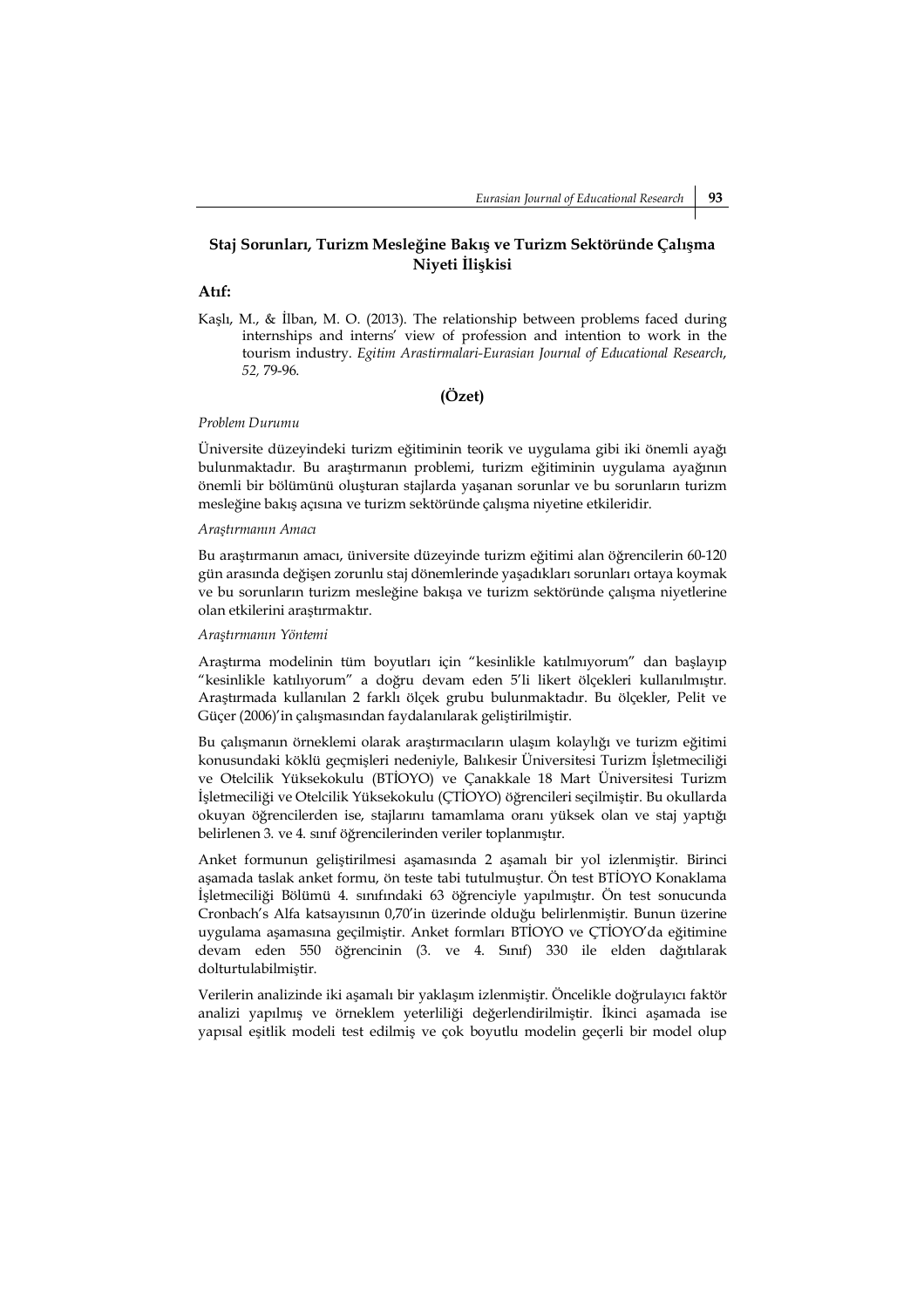## Staj Sorunları, Turizm Mesleğine Bakış ve Turizm Sektöründe Çalışma Niyeti İlişkisi

### Atıf:

Kaşlı, M., & İlban, M. O. (2013). The relationship between problems faced during internships and interns' view of profession and intention to work in the tourism industry. *Egitim Arastirmalari-Eurasian Journal of Educational Research, 52,* 79-96.

### (Özet)

*Problem Durumu*

Üniversite düzeyindeki turizm eğitiminin teorik ve uygulama gibi iki önemli ayağı bulunmaktadır. Bu araştırmanın problemi, turizm eğitiminin uygulama ayağının önemli bir bölümünü oluşturan stajlarda yaşanan sorunlar ve bu sorunların turizm mesleğine bakış açısına ve turizm sektöründe çalışma niyetine etkileridir.

*Araştırmanın Amacı*

Bu araştırmanın amacı, üniversite düzeyinde turizm eğitimi alan öğrencilerin 60-120 gün arasında değişen zorunlu staj dönemlerinde yaşadıkları sorunları ortaya koymak ve bu sorunların turizm mesleğine bakışa ve turizm sektöründe çalışma niyetlerine olan etkilerini araştırmaktır.

*Araştırmanın Yöntemi*

Araştırma modelinin tüm boyutları için "kesinlikle katılmıyorum" dan başlayıp "kesinlikle katılıyorum" a doğru devam eden 5'li likert ölçekleri kullanılmıştır. Araştırmada kullanılan 2 farklı ölçek grubu bulunmaktadır. Bu ölçekler, Pelit ve Güçer (2006)'in çalışmasından faydalanılarak geliştirilmiştir.

Bu çalışmanın örneklemi olarak araştırmacıların ulaşım kolaylığı ve turizm eğitimi konusundaki köklü geçmişleri nedeniyle, Balıkesir Üniversitesi Turizm İşletmeciliği ve Otelcilik Yüksekokulu (BTİOYO) ve Çanakkale 18 Mart Üniversitesi Turizm İşletmeciliği ve Otelcilik Yüksekokulu (ÇTİOYO) öğrencileri seçilmiştir. Bu okullarda okuyan öğrencilerden ise, stajlarını tamamlama oranı yüksek olan ve staj yaptığı belirlenen 3. ve 4. sınıf öğrencilerinden veriler toplanmıştır.

Anket formunun geliştirilmesi aşamasında 2 aşamalı bir yol izlenmiştir. Birinci aşamada taslak anket formu, ön teste tabi tutulmuştur. Ön test BTİOYO Konaklama İşletmeciliği Bölümü 4. sınıfındaki 63 öğrenciyle yapılmıştır. Ön test sonucunda Cronbach's Alfa katsayısının 0,70'in üzerinde olduğu belirlenmiştir. Bunun üzerine uygulama aşamasına geçilmiştir. Anket formları BTİOYO ve ÇTİOYO'da eğitimine devam eden 550 öğrencinin (3. ve 4. Sınıf) 330 ile elden dağıtılarak dolturtulabilmiştir.

Verilerin analizinde iki aşamalı bir yaklaşım izlenmiştir. Öncelikle doğrulayıcı faktör analizi yapılmış ve örneklem yeterliliği değerlendirilmiştir. İkinci aşamada ise yapısal eşitlik modeli test edilmiş ve çok boyutlu modelin geçerli bir model olup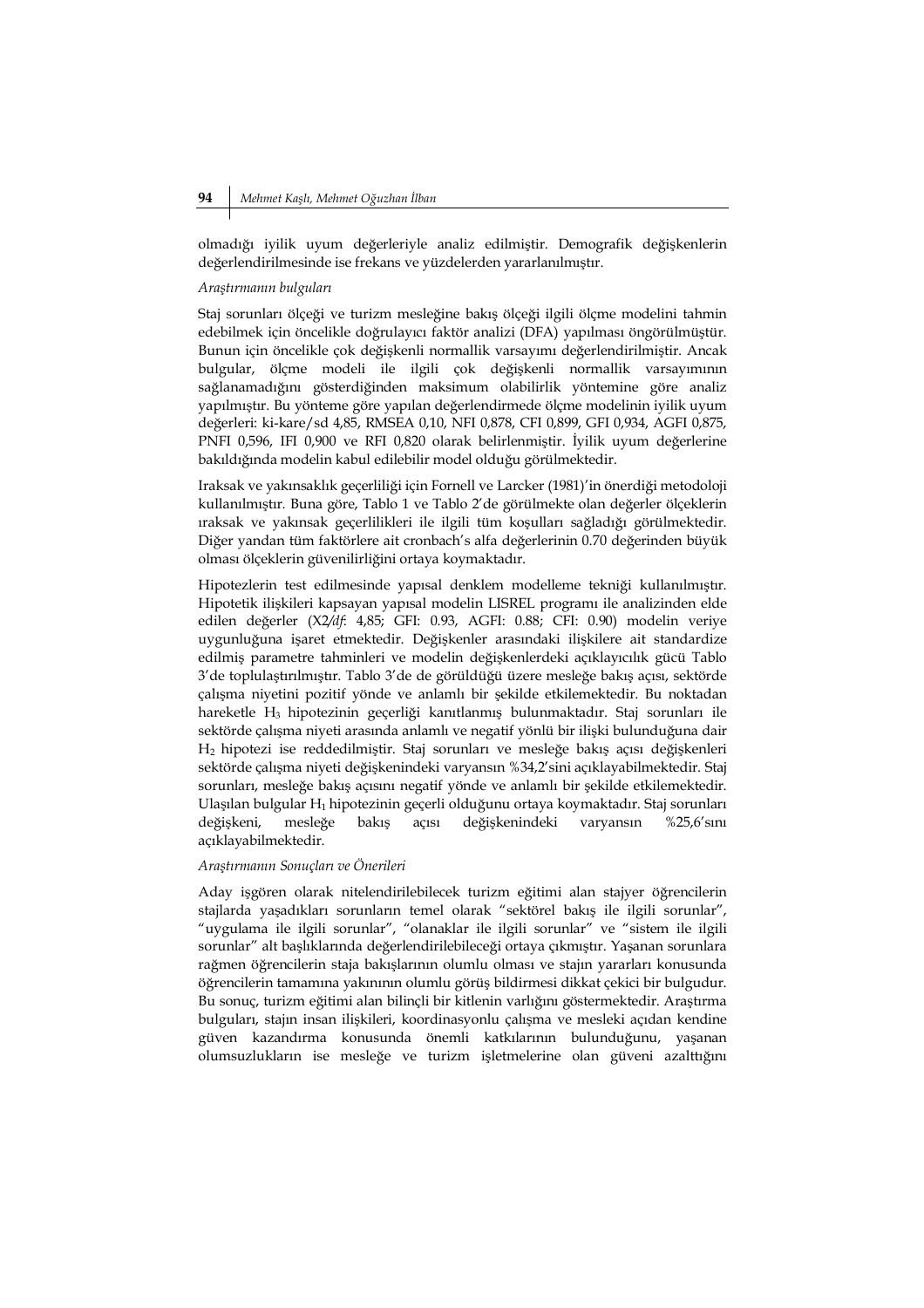olmadığı iyilik uyum değerleriyle analiz edilmiştir. Demografik değişkenlerin değerlendirilmesinde ise frekans ve yüzdelerden yararlanılmıştır.

*Araştırmanın bulguları*

Staj sorunları ölçeği ve turizm mesleğine bakış ölçeği ilgili ölçme modelini tahmin edebilmek için öncelikle doğrulayıcı faktör analizi (DFA) yapılması öngörülmüştür. Bunun için öncelikle çok değişkenli normallik varsayımı değerlendirilmiştir. Ancak bulgular, ölçme modeli ile ilgili çok değişkenli normallik varsayımının sağlanamadığını gösterdiğinden maksimum olabilirlik yöntemine göre analiz yapılmıştır. Bu yönteme göre yapılan değerlendirmede ölçme modelinin iyilik uyum değerleri: ki-kare/sd 4,85, RMSEA 0,10, NFI 0,878, CFI 0,899, GFI 0,934, AGFI 0,875, PNFI 0,596, IFI 0,900 ve RFI 0,820 olarak belirlenmiştir. İyilik uyum değerlerine bakıldığında modelin kabul edilebilir model olduğu görülmektedir.

Iraksak ve yakınsaklık geçerliliği için Fornell ve Larcker (1981)'in önerdiği metodoloji kullanılmıştır. Buna göre, Tablo 1 ve Tablo 2'de görülmekte olan değerler ölçeklerin ıraksak ve yakınsak geçerlilikleri ile ilgili tüm koşulları sağladığı görülmektedir. Diğer yandan tüm faktörlere ait cronbach's alfa değerlerinin 0.70 değerinden büyük olması ölçeklerin güvenilirliğini ortaya koymaktadır.

Hipotezlerin test edilmesinde yapısal denklem modelleme tekniği kullanılmıştır. Hipotetik ilişkileri kapsayan yapısal modelin LISREL programı ile analizinden elde edilen değerler (X2/*df*: 4,85; GFI: 0.93, AGFI: 0.88; CFI: 0.90) modelin veriye uygunluğuna işaret etmektedir. Değişkenler arasındaki ilişkilere ait standardize edilmiş parametre tahminleri ve modelin değişkenlerdeki açıklayıcılık gücü Tablo 3'de toplulaştırılmıştır. Tablo 3'de de görüldüğü üzere mesleğe bakış açısı, sektörde çalışma niyetini pozitif yönde ve anlamlı bir şekilde etkilemektedir. Bu noktadan hareketle $H_3$ hipotezinin geçerliği kanıtlanmış bulunmaktadır. Staj sorunları ile sektörde çalışma niyeti arasında anlamlı ve negatif yönlü bir ilişki bulunduğuna dair $H_2$ hipotezi ise reddedilmiştir. Staj sorunları ve mesleğe bakış açısı değişkenleri sektörde çalışma niyeti değişkenindeki varyansın %34,2'sini açıklayabilmektedir. Staj sorunları, mesleğe bakış açısını negatif yönde ve anlamlı bir şekilde etkilemektedir. Ulaşılan bulgular $H_1$ hipotezinin geçerli olduğunu ortaya koymaktadır. Staj sorunları değişkeni, mesleğe bakış açısı değişkenindeki varyansın %25,6'sını açıklayabilmektedir.

*Araştırmanın Sonuçları ve Önerileri*

Aday işgören olarak nitelendirilebilecek turizm eğitimi alan stajyer öğrencilerin stajlarda yaşadıkları sorunların temel olarak "sektörel bakış ile ilgili sorunlar", "uygulama ile ilgili sorunlar", "olanaklar ile ilgili sorunlar" ve "sistem ile ilgili sorunlar" alt başlıklarında değerlendirilebileceği ortaya çıkmıştır. Yaşanan sorunlara rağmen öğrencilerin staja bakışlarının olumlu olması ve stajın yararları konusunda öğrencilerin tamamına yakınının olumlu görüş bildirmesi dikkat çekici bir bulgudur. Bu sonuç, turizm eğitimi alan bilinçli bir kitlenin varlığını göstermektedir. Araştırma bulguları, stajın insan ilişkileri, koordinasyonlu çalışma ve mesleki açıdan kendine güven kazandırma konusunda önemli katkılarının bulunduğunu, yaşanan olumsuzlukların ise mesleğe ve turizm işletmelerine olan güveni azalttığını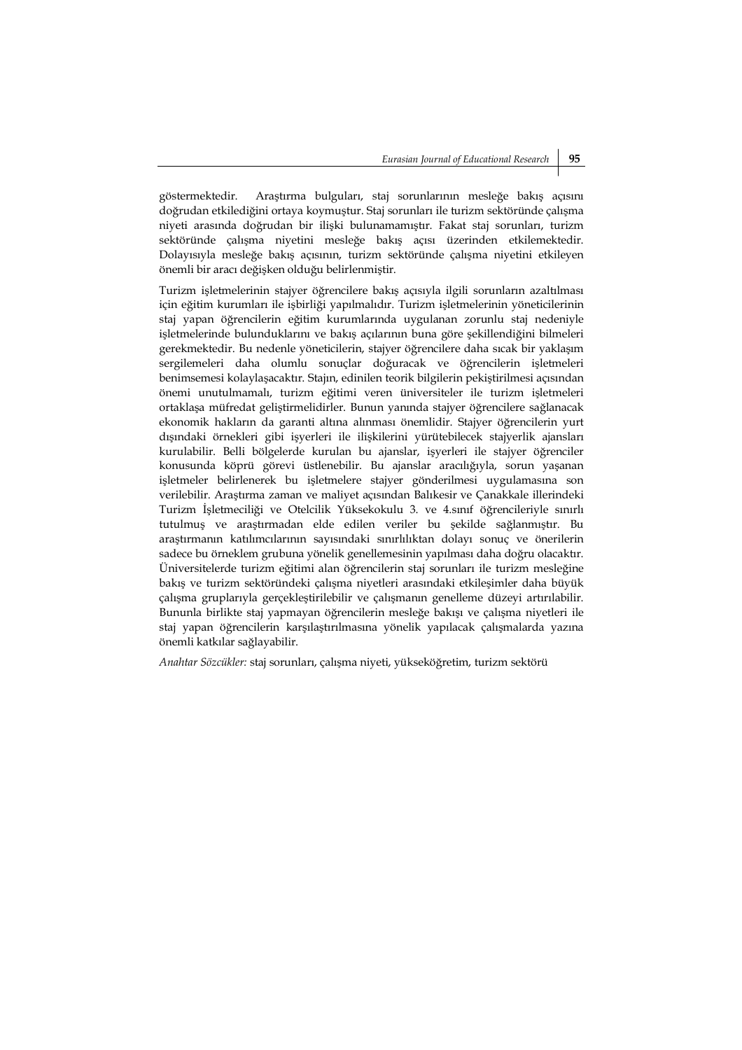göstermektedir. Araştırma bulguları, staj sorunlarının mesleğe bakış açısını doğrudan etkilediğini ortaya koymuştur. Staj sorunları ile turizm sektöründe çalışma niyeti arasında doğrudan bir ilişki bulunamamıştır. Fakat staj sorunları, turizm sektöründe çalışma niyetini mesleğe bakış açısı üzerinden etkilemektedir. Dolayısıyla mesleğe bakış açısının, turizm sektöründe çalışma niyetini etkileyen önemli bir aracı değişken olduğu belirlenmiştir.

Turizm işletmelerinin stajyer öğrencilere bakış açısıyla ilgili sorunların azaltılması için eğitim kurumları ile işbirliği yapılmalıdır. Turizm işletmelerinin yöneticilerinin staj yapan öğrencilerin eğitim kurumlarında uygulanan zorunlu staj nedeniyle işletmelerinde bulunduklarını ve bakış açılarının buna göre şekillendiğini bilmeleri gerekmektedir. Bu nedenle yöneticilerin, stajyer öğrencilere daha sıcak bir yaklaşım sergilemeleri daha olumlu sonuçlar doğuracak ve öğrencilerin işletmeleri benimsemesi kolaylaşacaktır. Stajın, edinilen teorik bilgilerin pekiştirilmesi açısından önemi unutulmamalı, turizm eğitimi veren üniversiteler ile turizm işletmeleri ortaklaşa müfredat geliştirmelidirler. Bunun yanında stajyer öğrencilere sağlanacak ekonomik hakların da garanti altına alınması önemlidir. Stajyer öğrencilerin yurt dışındaki örnekleri gibi işyerleri ile ilişkilerini yürütebilecek stajyerlik ajansları kurulabilir. Belli bölgelerde kurulan bu ajanslar, işyerleri ile stajyer öğrenciler konusunda köprü görevi üstlenebilir. Bu ajanslar aracılığıyla, sorun yaşanan işletmeler belirlenerek bu işletmelere stajyer gönderilmesi uygulamasına son verilebilir. Araştırma zaman ve maliyet açısından Balıkesir ve Çanakkale illerindeki Turizm İşletmeciliği ve Otelcilik Yüksekokulu 3. ve 4.sınıf öğrencileriyle sınırlı tutulmuş ve araştırmadan elde edilen veriler bu şekilde sağlanmıştır. Bu araştırmanın katılımcılarının sayısındaki sınırlılıktan dolayı sonuç ve önerilerin sadece bu örneklem grubuna yönelik genellemesinin yapılması daha doğru olacaktır. Üniversitelerde turizm eğitimi alan öğrencilerin staj sorunları ile turizm mesleğine bakış ve turizm sektöründeki çalışma niyetleri arasındaki etkileşimler daha büyük çalışma gruplarıyla gerçekleştirilebilir ve çalışmanın genelleme düzeyi artırılabilir. Bununla birlikte staj yapmayan öğrencilerin mesleğe bakışı ve çalışma niyetleri ile staj yapan öğrencilerin karşılaştırılmasına yönelik yapılacak çalışmalarda yazına önemli katkılar sağlayabilir.

*Anahtar Sözcükler:* staj sorunları, çalışma niyeti, yükseköğretim, turizm sektörü